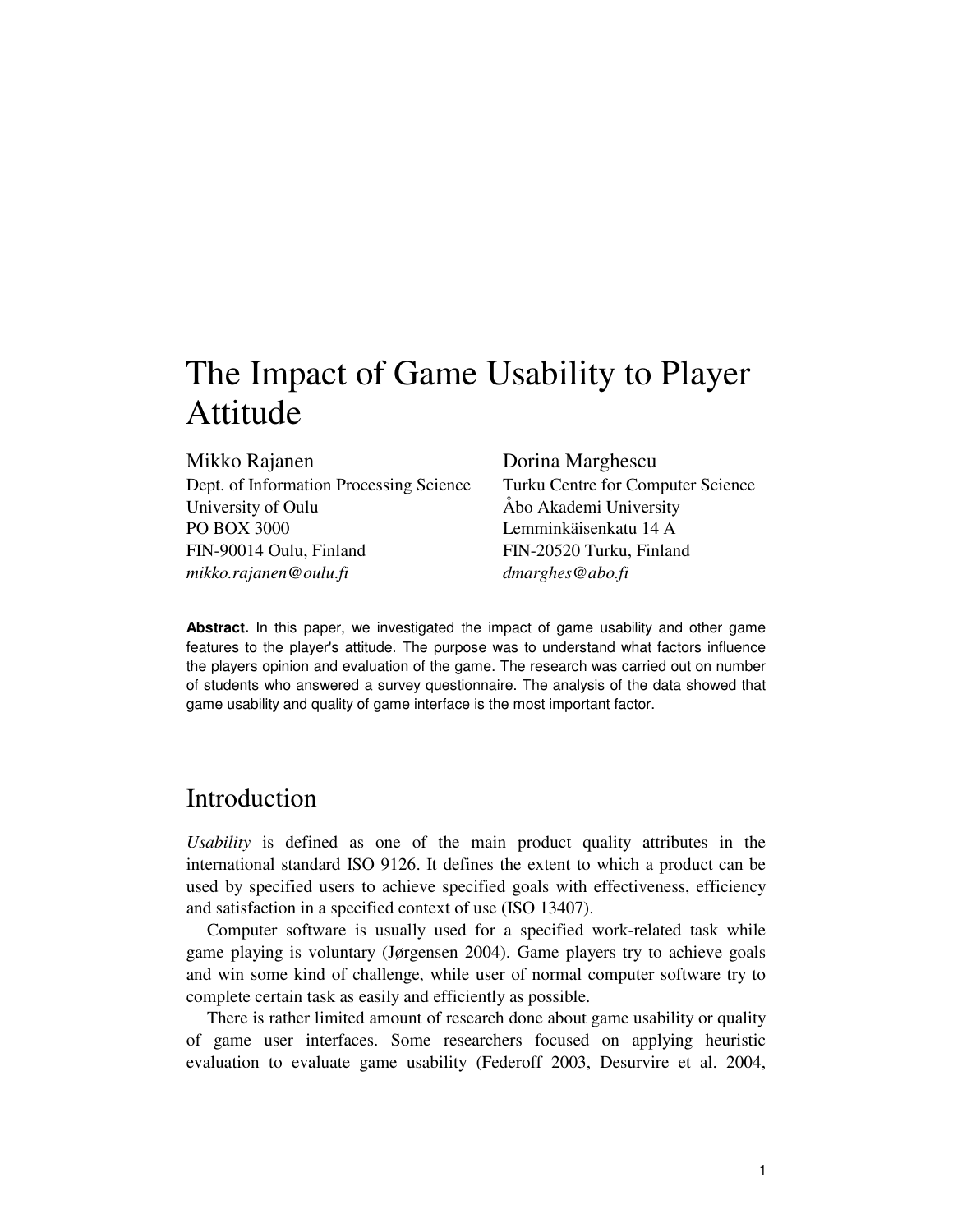# The Impact of Game Usability to Player Attitude

Mikko Rajanen
Dept. of Information Processing Science
University of Oulu
PO BOX 3000
FIN-90014 Oulu, Finland
*mikko.rajanen@oulu.fi*

Dorina Marghescu
Turku Centre for Computer Science
Åbo Akademi University
Lemminkäisenkatu 14 A
FIN-20520 Turku, Finland
*dmarghes@abo.fi*

**Abstract.** In this paper, we investigated the impact of game usability and other game features to the player's attitude. The purpose was to understand what factors influence the players opinion and evaluation of the game. The research was carried out on number of students who answered a survey questionnaire. The analysis of the data showed that game usability and quality of game interface is the most important factor.

## Introduction

*Usability* is defined as one of the main product quality attributes in the international standard ISO 9126. It defines the extent to which a product can be used by specified users to achieve specified goals with effectiveness, efficiency and satisfaction in a specified context of use (ISO 13407).

Computer software is usually used for a specified work-related task while game playing is voluntary (Jørgensen 2004). Game players try to achieve goals and win some kind of challenge, while user of normal computer software try to complete certain task as easily and efficiently as possible.

There is rather limited amount of research done about game usability or quality of game user interfaces. Some researchers focused on applying heuristic evaluation to evaluate game usability (Federoff 2003, Desurvire et al. 2004,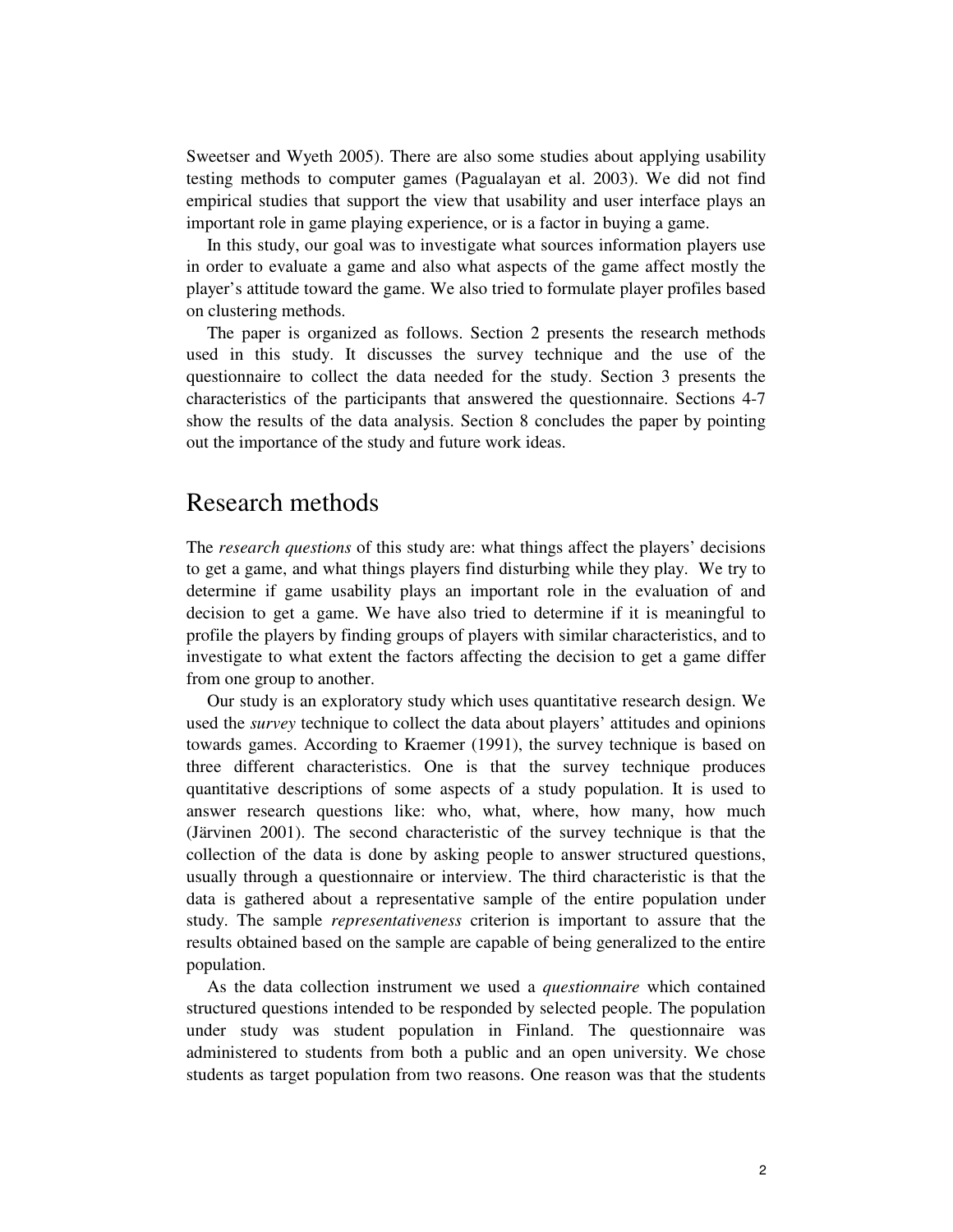Sweetser and Wyeth 2005). There are also some studies about applying usability testing methods to computer games (Pagualayan et al. 2003). We did not find empirical studies that support the view that usability and user interface plays an important role in game playing experience, or is a factor in buying a game.

In this study, our goal was to investigate what sources information players use in order to evaluate a game and also what aspects of the game affect mostly the player's attitude toward the game. We also tried to formulate player profiles based on clustering methods.

The paper is organized as follows. Section 2 presents the research methods used in this study. It discusses the survey technique and the use of the questionnaire to collect the data needed for the study. Section 3 presents the characteristics of the participants that answered the questionnaire. Sections 4-7 show the results of the data analysis. Section 8 concludes the paper by pointing out the importance of the study and future work ideas.

# Research methods

The *research questions* of this study are: what things affect the players' decisions to get a game, and what things players find disturbing while they play. We try to determine if game usability plays an important role in the evaluation of and decision to get a game. We have also tried to determine if it is meaningful to profile the players by finding groups of players with similar characteristics, and to investigate to what extent the factors affecting the decision to get a game differ from one group to another.

Our study is an exploratory study which uses quantitative research design. We used the *survey* technique to collect the data about players' attitudes and opinions towards games. According to Kraemer (1991), the survey technique is based on three different characteristics. One is that the survey technique produces quantitative descriptions of some aspects of a study population. It is used to answer research questions like: who, what, where, how many, how much (Järvinen 2001). The second characteristic of the survey technique is that the collection of the data is done by asking people to answer structured questions, usually through a questionnaire or interview. The third characteristic is that the data is gathered about a representative sample of the entire population under study. The sample *representativeness* criterion is important to assure that the results obtained based on the sample are capable of being generalized to the entire population.

As the data collection instrument we used a *questionnaire* which contained structured questions intended to be responded by selected people. The population under study was student population in Finland. The questionnaire was administered to students from both a public and an open university. We chose students as target population from two reasons. One reason was that the students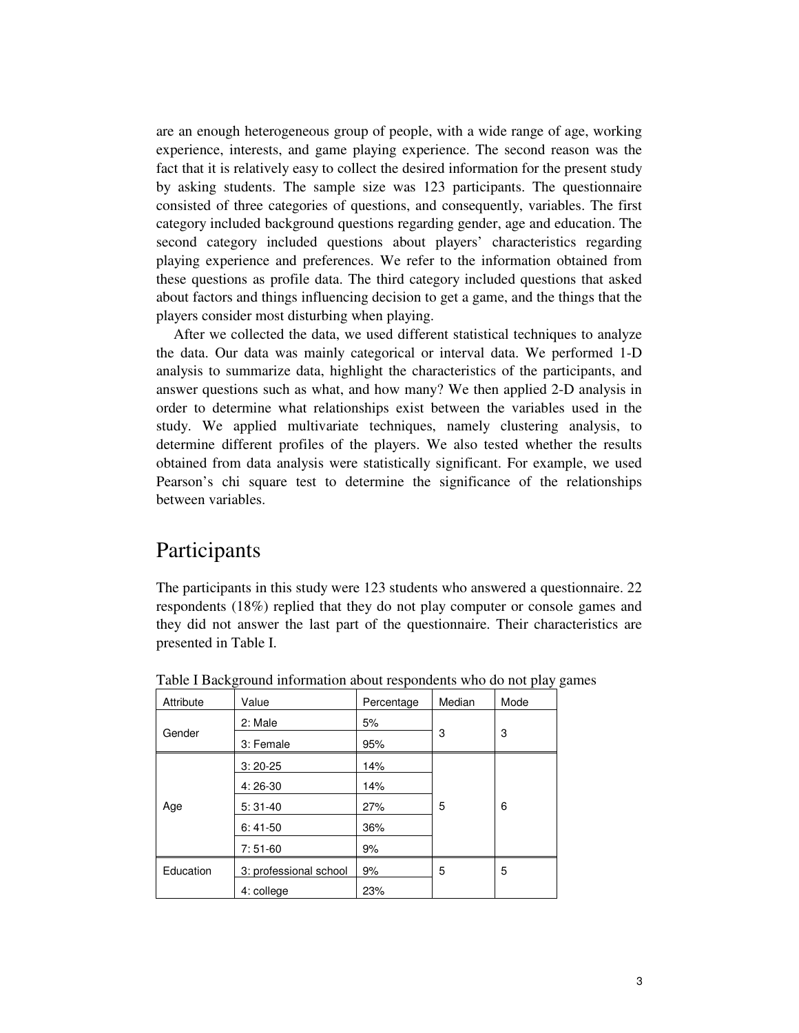are an enough heterogeneous group of people, with a wide range of age, working experience, interests, and game playing experience. The second reason was the fact that it is relatively easy to collect the desired information for the present study by asking students. The sample size was 123 participants. The questionnaire consisted of three categories of questions, and consequently, variables. The first category included background questions regarding gender, age and education. The second category included questions about players' characteristics regarding playing experience and preferences. We refer to the information obtained from these questions as profile data. The third category included questions that asked about factors and things influencing decision to get a game, and the things that the players consider most disturbing when playing.

After we collected the data, we used different statistical techniques to analyze the data. Our data was mainly categorical or interval data. We performed 1-D analysis to summarize data, highlight the characteristics of the participants, and answer questions such as what, and how many? We then applied 2-D analysis in order to determine what relationships exist between the variables used in the study. We applied multivariate techniques, namely clustering analysis, to determine different profiles of the players. We also tested whether the results obtained from data analysis were statistically significant. For example, we used Pearson's chi square test to determine the significance of the relationships between variables.

# Participants

The participants in this study were 123 students who answered a questionnaire. 22 respondents (18%) replied that they do not play computer or console games and they did not answer the last part of the questionnaire. Their characteristics are presented in Table I.

Table I Background information about respondents who do not play games

| Attribute | Value | Percentage | Median | Mode |
|---|---|---|---|---|
| Gender | 2: Male | 5% | 3 | 3 |
| | 3: Female | 95% | | |
| Age | 3: 20-25 | 14% | 5 | 6 |
| | 4: 26-30 | 14% | | |
| | 5: 31-40 | 27% | | |
| | 6: 41-50 | 36% | | |
| | 7: 51-60 | 9% | | |
| Education | 3: professional school | 9% | 5 | 5 |
| | 4: college | 23% | | |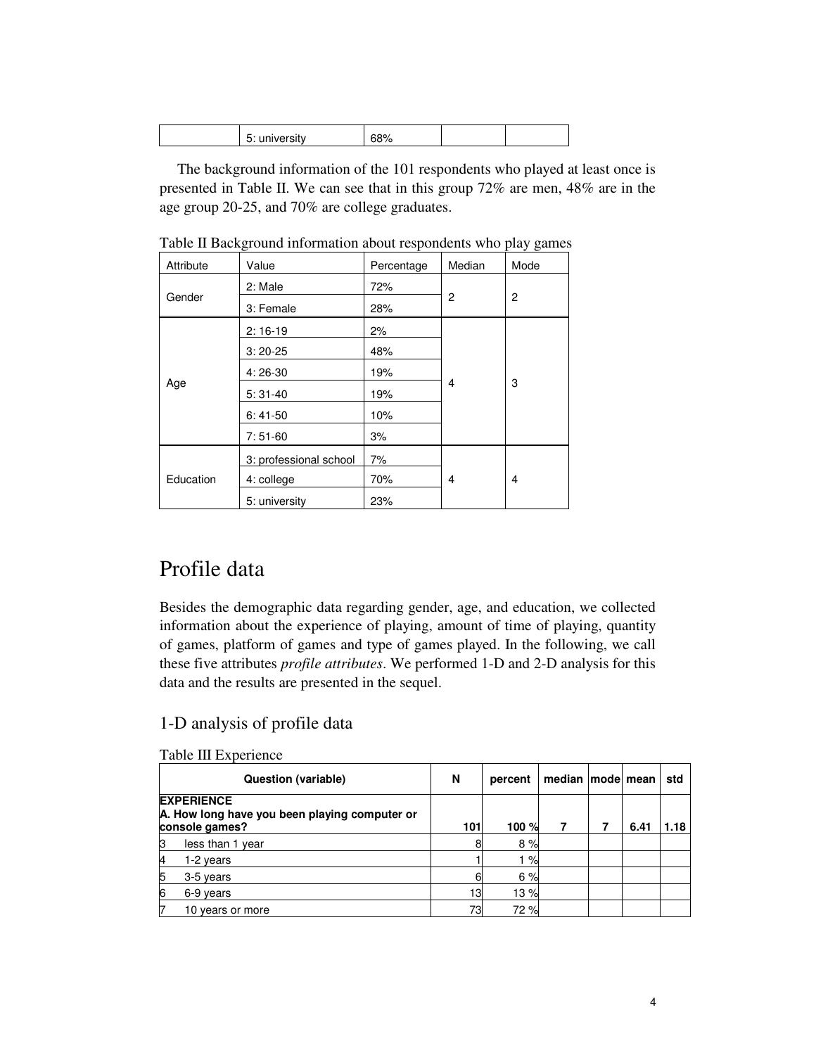| | | | | |
|---|---|---|---|---|
| | 5: university | 68% | | |

The background information of the 101 respondents who played at least once is presented in Table II. We can see that in this group 72% are men, 48% are in the age group 20-25, and 70% are college graduates.

Table II Background information about respondents who play games

| Attribute | Value | Percentage | Median | Mode |
|---|---|---|---|---|
| Gender | 2: Male | 72% | 2 | 2 |
| | 3: Female | 28% | | |
| Age | 2: 16-19 | 2% | 4 | 3 |
| | 3: 20-25 | 48% | | |
| | 4: 26-30 | 19% | | |
| | 5: 31-40 | 19% | | |
| | 6: 41-50 | 10% | | |
| | 7: 51-60 | 3% | | |
| Education | 3: professional school | 7% | 4 | 4 |
| | 4: college | 70% | | |
| | 5: university | 23% | | |

# Profile data

Besides the demographic data regarding gender, age, and education, we collected information about the experience of playing, amount of time of playing, quantity of games, platform of games and type of games played. In the following, we call these five attributes *profile attributes*. We performed 1-D and 2-D analysis for this data and the results are presented in the sequel.

## 1-D analysis of profile data

Table III Experience

| Question (variable) | | N | percent | median | mode | mean | std |
|---|---|---|---|---|---|---|---|
| **EXPERIENCE** **A. How long have you been playing computer or console games?** | | **101** | **100 %** | **7** | **7** | **6.41** | **1.18** |
| 3 | less than 1 year | 8 | 8 % | | | | |
| 4 | 1-2 years | 1 | 1 % | | | | |
| 5 | 3-5 years | 6 | 6 % | | | | |
| 6 | 6-9 years | 13 | 13 % | | | | |
| 7 | 10 years or more | 73 | 72 % | | | | |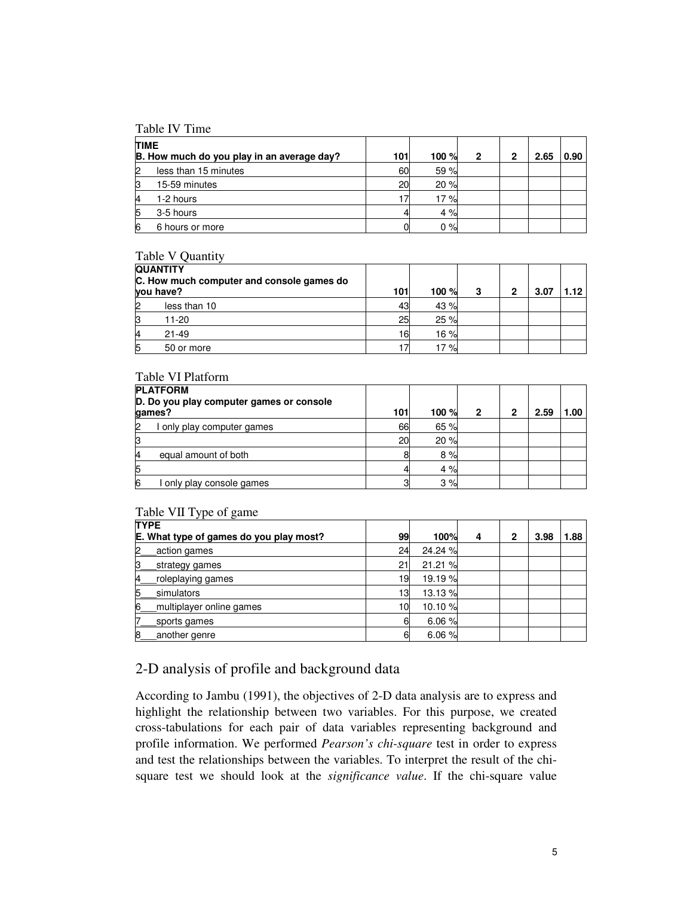Table IV Time

| TIME<br>B. How much do you play in an average day? | | 101 | 100 % | 2 | 2 | 2.65 | 0.90 |
|---|---|---|---|---|---|---|---|
| 2 | less than 15 minutes | 60 | 59 % | | | | |
| 3 | 15-59 minutes | 20 | 20 % | | | | |
| 4 | 1-2 hours | 17 | 17 % | | | | |
| 5 | 3-5 hours | 4 | 4 % | | | | |
| 6 | 6 hours or more | 0 | 0 % | | | | |

Table V Quantity

| QUANTITY<br>C. How much computer and console games do you have? | | 101 | 100 % | 3 | 2 | 3.07 | 1.12 |
|---|---|---|---|---|---|---|---|
| 2 | less than 10 | 43 | 43 % | | | | |
| 3 | 11-20 | 25 | 25 % | | | | |
| 4 | 21-49 | 16 | 16 % | | | | |
| 5 | 50 or more | 17 | 17 % | | | | |

Table VI Platform

| PLATFORM<br>D. Do you play computer games or console games? | | 101 | 100 % | 2 | 2 | 2.59 | 1.00 |
|---|---|---|---|---|---|---|---|
| 2 | I only play computer games | 66 | 65 % | | | | |
| 3 | | 20 | 20 % | | | | |
| 4 | equal amount of both | 8 | 8 % | | | | |
| 5 | | 4 | 4 % | | | | |
| 6 | I only play console games | 3 | 3 % | | | | |

Table VII Type of game

| TYPE<br>E. What type of games do you play most? | | 99 | 100% | 4 | 2 | 3.98 | 1.88 |
|---|---|---|---|---|---|---|---|
| 2 | action games | 24 | 24.24 % | | | | |
| 3 | strategy games | 21 | 21.21 % | | | | |
| 4 | roleplaying games | 19 | 19.19 % | | | | |
| 5 | simulators | 13 | 13.13 % | | | | |
| 6 | multiplayer online games | 10 | 10.10 % | | | | |
| 7 | sports games | 6 | 6.06 % | | | | |
| 8 | another genre | 6 | 6.06 % | | | | |

## 2-D analysis of profile and background data

According to Jambu (1991), the objectives of 2-D data analysis are to express and highlight the relationship between two variables. For this purpose, we created cross-tabulations for each pair of data variables representing background and profile information. We performed *Pearson's chi-square* test in order to express and test the relationships between the variables. To interpret the result of the chi-square test we should look at the *significance value*. If the chi-square value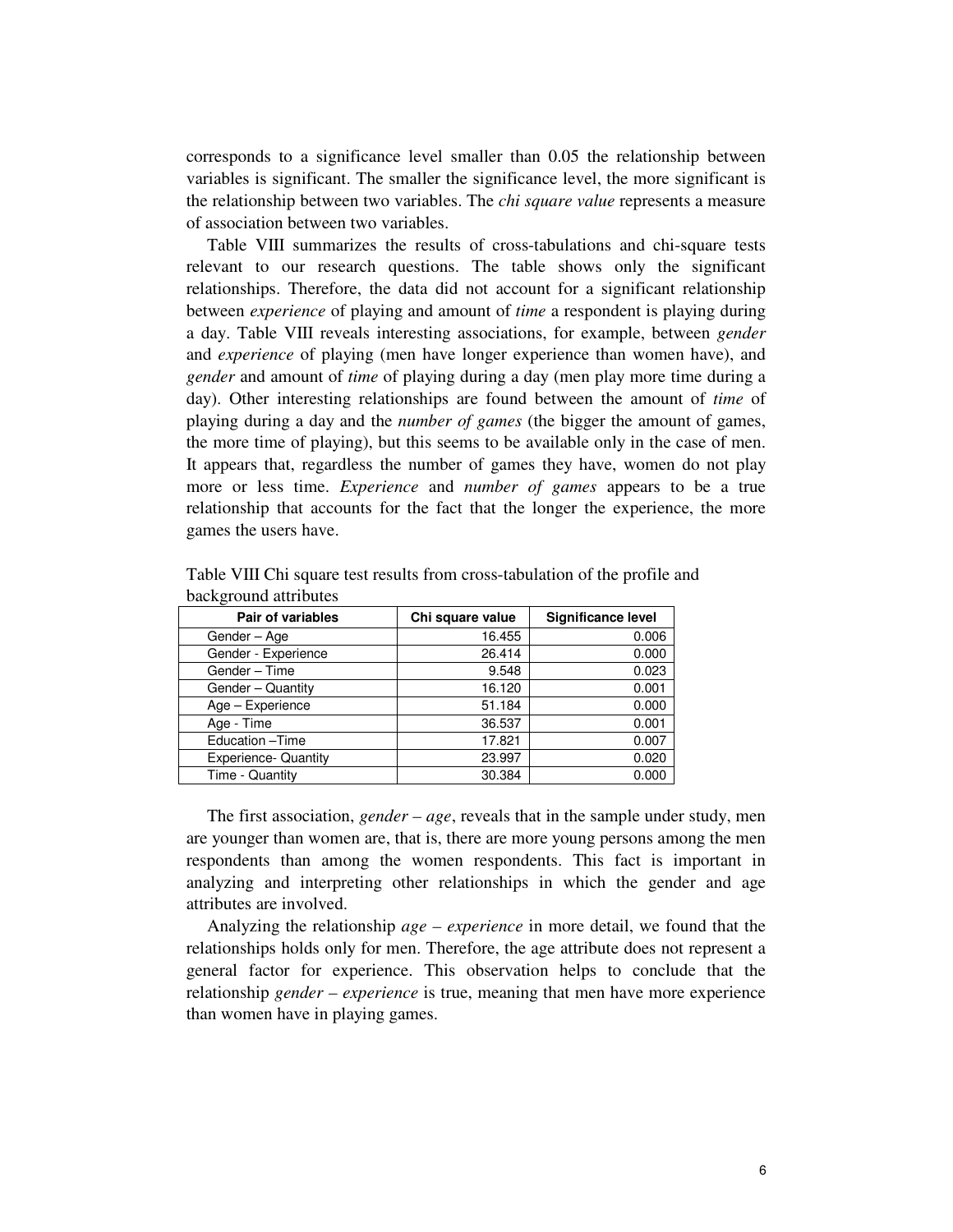corresponds to a significance level smaller than 0.05 the relationship between variables is significant. The smaller the significance level, the more significant is the relationship between two variables. The *chi square value* represents a measure of association between two variables.

Table VIII summarizes the results of cross-tabulations and chi-square tests relevant to our research questions. The table shows only the significant relationships. Therefore, the data did not account for a significant relationship between *experience* of playing and amount of *time* a respondent is playing during a day. Table VIII reveals interesting associations, for example, between *gender* and *experience* of playing (men have longer experience than women have), and *gender* and amount of *time* of playing during a day (men play more time during a day). Other interesting relationships are found between the amount of *time* of playing during a day and the *number of games* (the bigger the amount of games, the more time of playing), but this seems to be available only in the case of men. It appears that, regardless the number of games they have, women do not play more or less time. *Experience* and *number of games* appears to be a true relationship that accounts for the fact that the longer the experience, the more games the users have.

Table VIII Chi square test results from cross-tabulation of the profile and background attributes

| Pair of variables | Chi square value | Significance level |
|---|---|---|
| Gender – Age | 16.455 | 0.006 |
| Gender - Experience | 26.414 | 0.000 |
| Gender – Time | 9.548 | 0.023 |
| Gender – Quantity | 16.120 | 0.001 |
| Age – Experience | 51.184 | 0.000 |
| Age - Time | 36.537 | 0.001 |
| Education –Time | 17.821 | 0.007 |
| Experience- Quantity | 23.997 | 0.020 |
| Time - Quantity | 30.384 | 0.000 |

The first association, *gender – age*, reveals that in the sample under study, men are younger than women are, that is, there are more young persons among the men respondents than among the women respondents. This fact is important in analyzing and interpreting other relationships in which the gender and age attributes are involved.

Analyzing the relationship *age – experience* in more detail, we found that the relationships holds only for men. Therefore, the age attribute does not represent a general factor for experience. This observation helps to conclude that the relationship *gender – experience* is true, meaning that men have more experience than women have in playing games.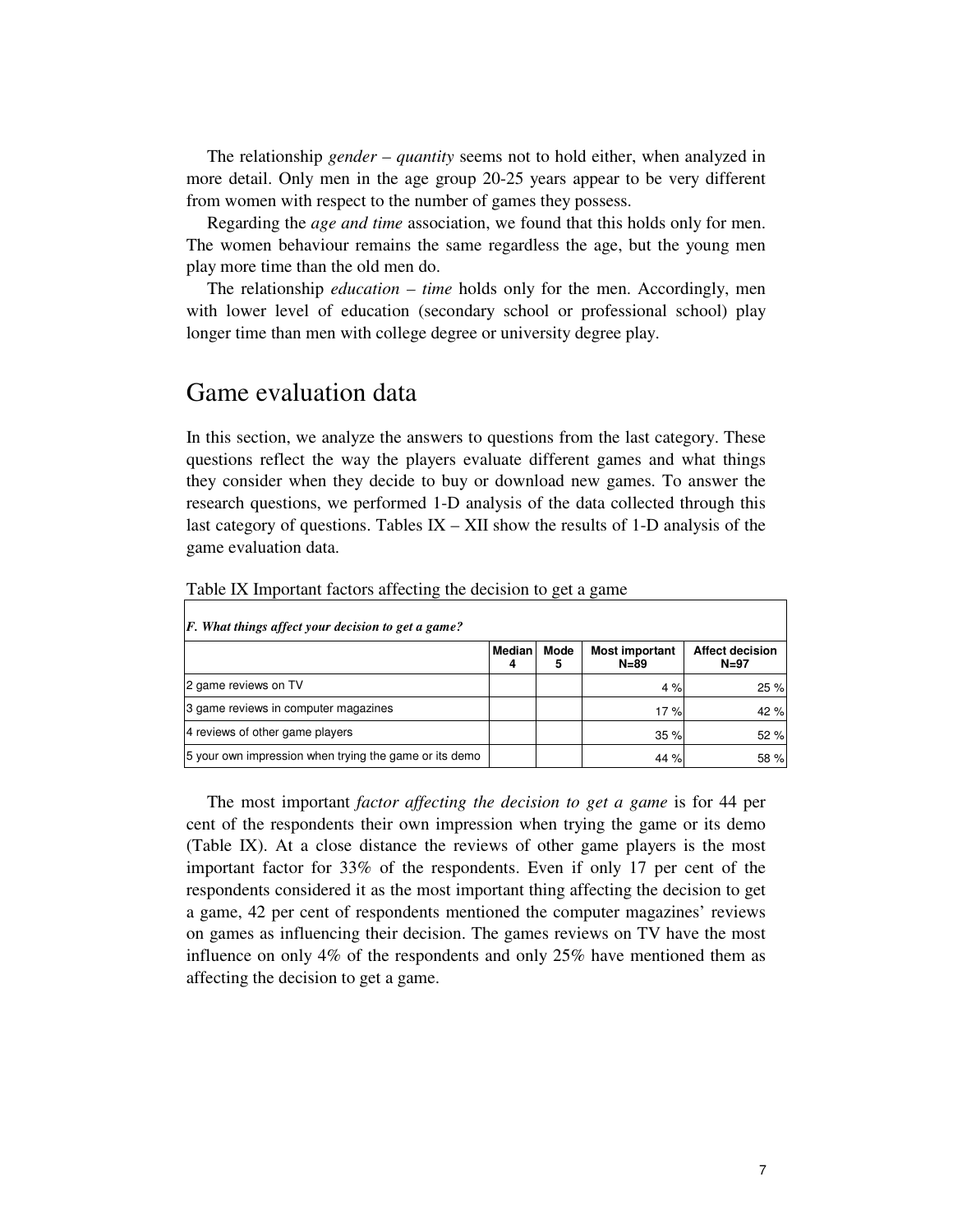The relationship *gender – quantity* seems not to hold either, when analyzed in more detail. Only men in the age group 20-25 years appear to be very different from women with respect to the number of games they possess.

Regarding the *age and time* association, we found that this holds only for men. The women behaviour remains the same regardless the age, but the young men play more time than the old men do.

The relationship *education – time* holds only for the men. Accordingly, men with lower level of education (secondary school or professional school) play longer time than men with college degree or university degree play.

## Game evaluation data

In this section, we analyze the answers to questions from the last category. These questions reflect the way the players evaluate different games and what things they consider when they decide to buy or download new games. To answer the research questions, we performed 1-D analysis of the data collected through this last category of questions. Tables IX – XII show the results of 1-D analysis of the game evaluation data.

Table IX Important factors affecting the decision to get a game

| ***F. What things affect your decision to get a game?*** | | | | |
|---|---|---|---|---|
| | **Median 4** | **Mode 5** | **Most important N=89** | **Affect decision N=97** |
| 2 game reviews on TV | | | 4 % | 25 % |
| 3 game reviews in computer magazines | | | 17 % | 42 % |
| 4 reviews of other game players | | | 35 % | 52 % |
| 5 your own impression when trying the game or its demo | | | 44 % | 58 % |

The most important *factor affecting the decision to get a game* is for 44 per cent of the respondents their own impression when trying the game or its demo (Table IX). At a close distance the reviews of other game players is the most important factor for 33% of the respondents. Even if only 17 per cent of the respondents considered it as the most important thing affecting the decision to get a game, 42 per cent of respondents mentioned the computer magazines' reviews on games as influencing their decision. The games reviews on TV have the most influence on only 4% of the respondents and only 25% have mentioned them as affecting the decision to get a game.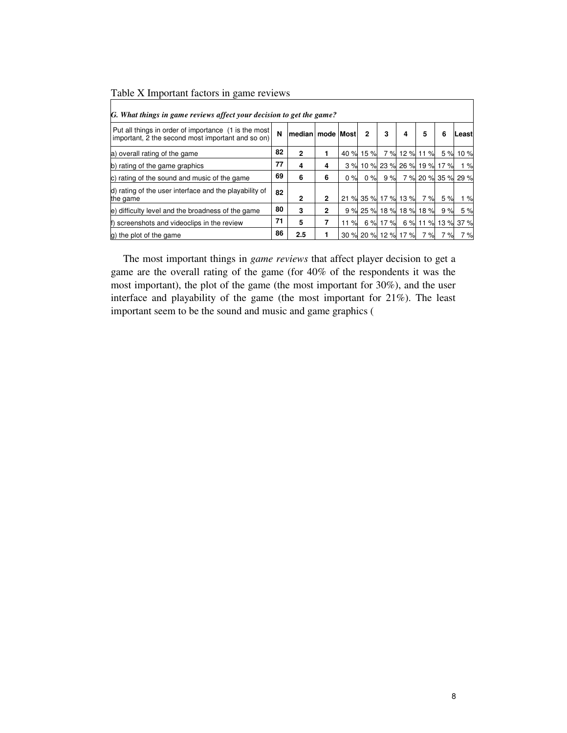Table X Important factors in game reviews

| *G. What things in game reviews affect your decision to get the game?* | | | | | | | | | | |
|---|---|---|---|---|---|---|---|---|---|---|
| Put all things in order of importance (1 is the most important, 2 the second most important and so on) | **N** | **median** | **mode** | **Most** | **2** | **3** | **4** | **5** | **6** | **Least** |
| a) overall rating of the game | **82** | **2** | **1** | 40 % | 15 % | 7 % | 12 % | 11 % | 5 % | 10 % |
| b) rating of the game graphics | **77** | **4** | **4** | 3 % | 10 % | 23 % | 26 % | 19 % | 17 % | 1 % |
| c) rating of the sound and music of the game | **69** | **6** | **6** | 0 % | 0 % | 9 % | 7 % | 20 % | 35 % | 29 % |
| d) rating of the user interface and the playability of the game | **82** | **2** | **2** | 21 % | 35 % | 17 % | 13 % | 7 % | 5 % | 1 % |
| e) difficulty level and the broadness of the game | **80** | **3** | **2** | 9 % | 25 % | 18 % | 18 % | 18 % | 9 % | 5 % |
| f) screenshots and videoclips in the review | **71** | **5** | **7** | 11 % | 6 % | 17 % | 6 % | 11 % | 13 % | 37 % |
| g) the plot of the game | **86** | **2.5** | **1** | 30 % | 20 % | 12 % | 17 % | 7 % | 7 % | 7 % |

The most important things in *game reviews* that affect player decision to get a game are the overall rating of the game (for 40% of the respondents it was the most important), the plot of the game (the most important for 30%), and the user interface and playability of the game (the most important for 21%). The least important seem to be the sound and music and game graphics (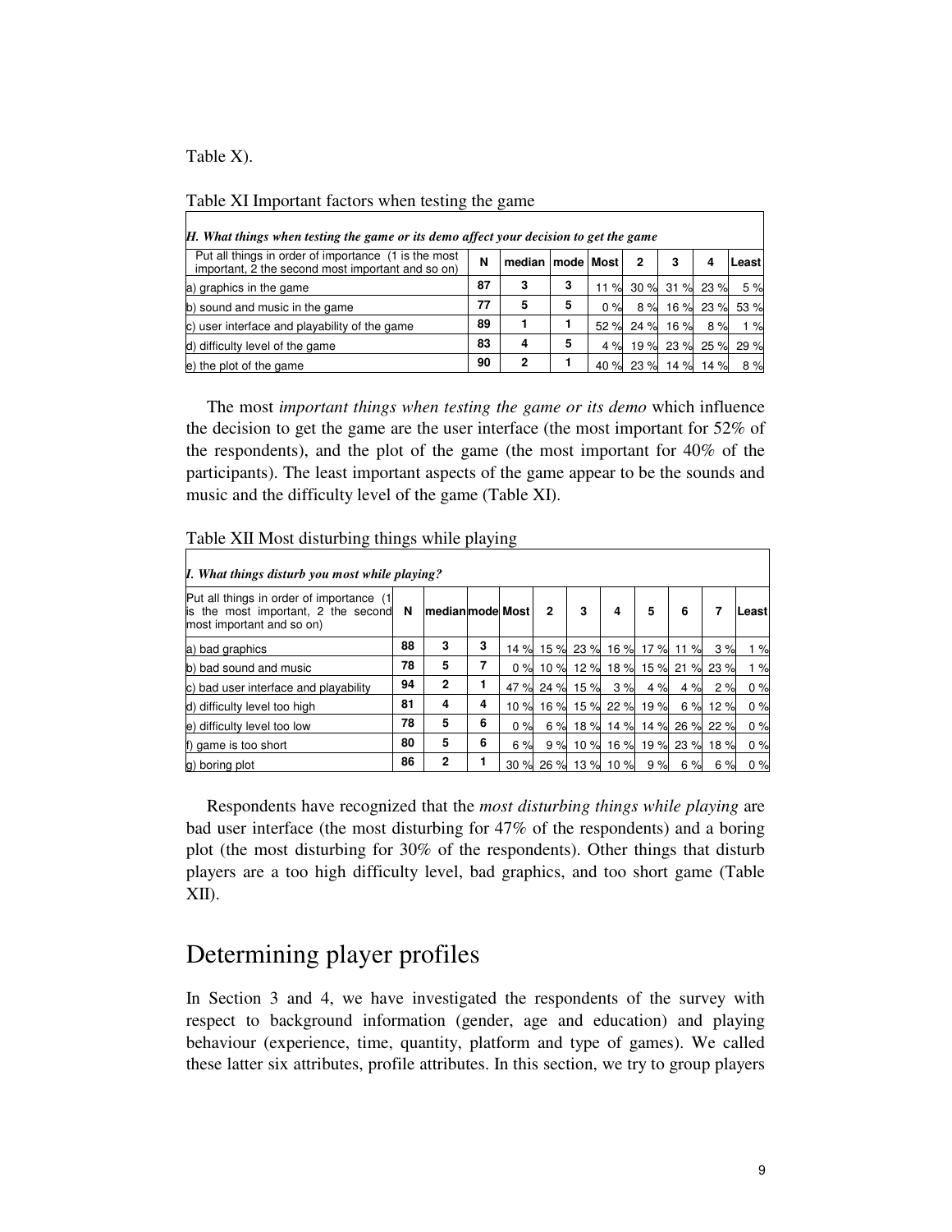Table X).

Table XI Important factors when testing the game

| *H. What things when testing the game or its demo affect your decision to get the game* | | | | | | | | |
|---|---|---|---|---|---|---|---|---|
| Put all things in order of importance (1 is the most important, 2 the second most important and so on) | N | median | mode | Most | 2 | 3 | 4 | Least |
| a) graphics in the game | 87 | 3 | 3 | 11 % | 30 % | 31 % | 23 % | 5 % |
| b) sound and music in the game | 77 | 5 | 5 | 0 % | 8 % | 16 % | 23 % | 53 % |
| c) user interface and playability of the game | 89 | 1 | 1 | 52 % | 24 % | 16 % | 8 % | 1 % |
| d) difficulty level of the game | 83 | 4 | 5 | 4 % | 19 % | 23 % | 25 % | 29 % |
| e) the plot of the game | 90 | 2 | 1 | 40 % | 23 % | 14 % | 14 % | 8 % |

The most *important things when testing the game or its demo* which influence the decision to get the game are the user interface (the most important for 52% of the respondents), and the plot of the game (the most important for 40% of the participants). The least important aspects of the game appear to be the sounds and music and the difficulty level of the game (Table XI).

Table XII Most disturbing things while playing

| *I. What things disturb you most while playing?* | | | | | | | | | | | |
|---|---|---|---|---|---|---|---|---|---|---|---|
| Put all things in order of importance (1 is the most important, 2 the second most important and so on) | N | median | mode | Most | 2 | 3 | 4 | 5 | 6 | 7 | Least |
| a) bad graphics | 88 | 3 | 3 | 14 % | 15 % | 23 % | 16 % | 17 % | 11 % | 3 % | 1 % |
| b) bad sound and music | 78 | 5 | 7 | 0 % | 10 % | 12 % | 18 % | 15 % | 21 % | 23 % | 1 % |
| c) bad user interface and playability | 94 | 2 | 1 | 47 % | 24 % | 15 % | 3 % | 4 % | 4 % | 2 % | 0 % |
| d) difficulty level too high | 81 | 4 | 4 | 10 % | 16 % | 15 % | 22 % | 19 % | 6 % | 12 % | 0 % |
| e) difficulty level too low | 78 | 5 | 6 | 0 % | 6 % | 18 % | 14 % | 14 % | 26 % | 22 % | 0 % |
| f) game is too short | 80 | 5 | 6 | 6 % | 9 % | 10 % | 16 % | 19 % | 23 % | 18 % | 0 % |
| g) boring plot | 86 | 2 | 1 | 30 % | 26 % | 13 % | 10 % | 9 % | 6 % | 6 % | 0 % |

Respondents have recognized that the *most disturbing things while playing* are bad user interface (the most disturbing for 47% of the respondents) and a boring plot (the most disturbing for 30% of the respondents). Other things that disturb players are a too high difficulty level, bad graphics, and too short game (Table XII).

# Determining player profiles

In Section 3 and 4, we have investigated the respondents of the survey with respect to background information (gender, age and education) and playing behaviour (experience, time, quantity, platform and type of games). We called these latter six attributes, profile attributes. In this section, we try to group players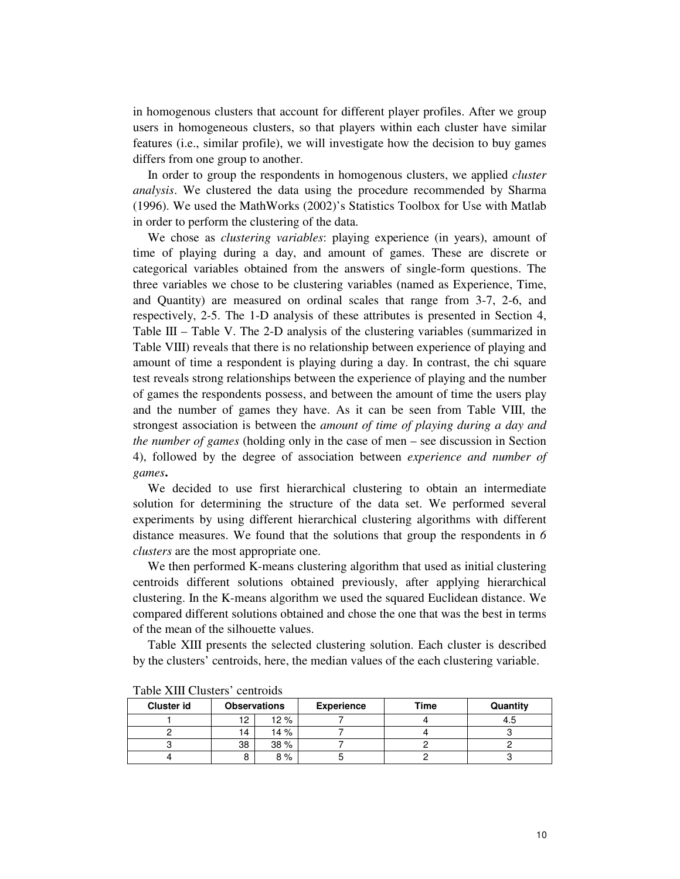in homogenous clusters that account for different player profiles. After we group users in homogeneous clusters, so that players within each cluster have similar features (i.e., similar profile), we will investigate how the decision to buy games differs from one group to another.

In order to group the respondents in homogenous clusters, we applied *cluster analysis*. We clustered the data using the procedure recommended by Sharma (1996). We used the MathWorks (2002)'s Statistics Toolbox for Use with Matlab in order to perform the clustering of the data.

We chose as *clustering variables*: playing experience (in years), amount of time of playing during a day, and amount of games. These are discrete or categorical variables obtained from the answers of single-form questions. The three variables we chose to be clustering variables (named as Experience, Time, and Quantity) are measured on ordinal scales that range from 3-7, 2-6, and respectively, 2-5. The 1-D analysis of these attributes is presented in Section 4, Table III – Table V. The 2-D analysis of the clustering variables (summarized in Table VIII) reveals that there is no relationship between experience of playing and amount of time a respondent is playing during a day. In contrast, the chi square test reveals strong relationships between the experience of playing and the number of games the respondents possess, and between the amount of time the users play and the number of games they have. As it can be seen from Table VIII, the strongest association is between the *amount of time of playing during a day and the number of games* (holding only in the case of men – see discussion in Section 4), followed by the degree of association between *experience and number of games*.

We decided to use first hierarchical clustering to obtain an intermediate solution for determining the structure of the data set. We performed several experiments by using different hierarchical clustering algorithms with different distance measures. We found that the solutions that group the respondents in *6 clusters* are the most appropriate one.

We then performed K-means clustering algorithm that used as initial clustering centroids different solutions obtained previously, after applying hierarchical clustering. In the K-means algorithm we used the squared Euclidean distance. We compared different solutions obtained and chose the one that was the best in terms of the mean of the silhouette values.

Table XIII presents the selected clustering solution. Each cluster is described by the clusters' centroids, here, the median values of the each clustering variable.

Table XIII Clusters' centroids

| Cluster id | Observations | | Experience | Time | Quantity |
|---|---|---|---|---|---|
| 1 | 12 | 12 % | 7 | 4 | 4.5 |
| 2 | 14 | 14 % | 7 | 4 | 3 |
| 3 | 38 | 38 % | 7 | 2 | 2 |
| 4 | 8 | 8 % | 5 | 2 | 3 |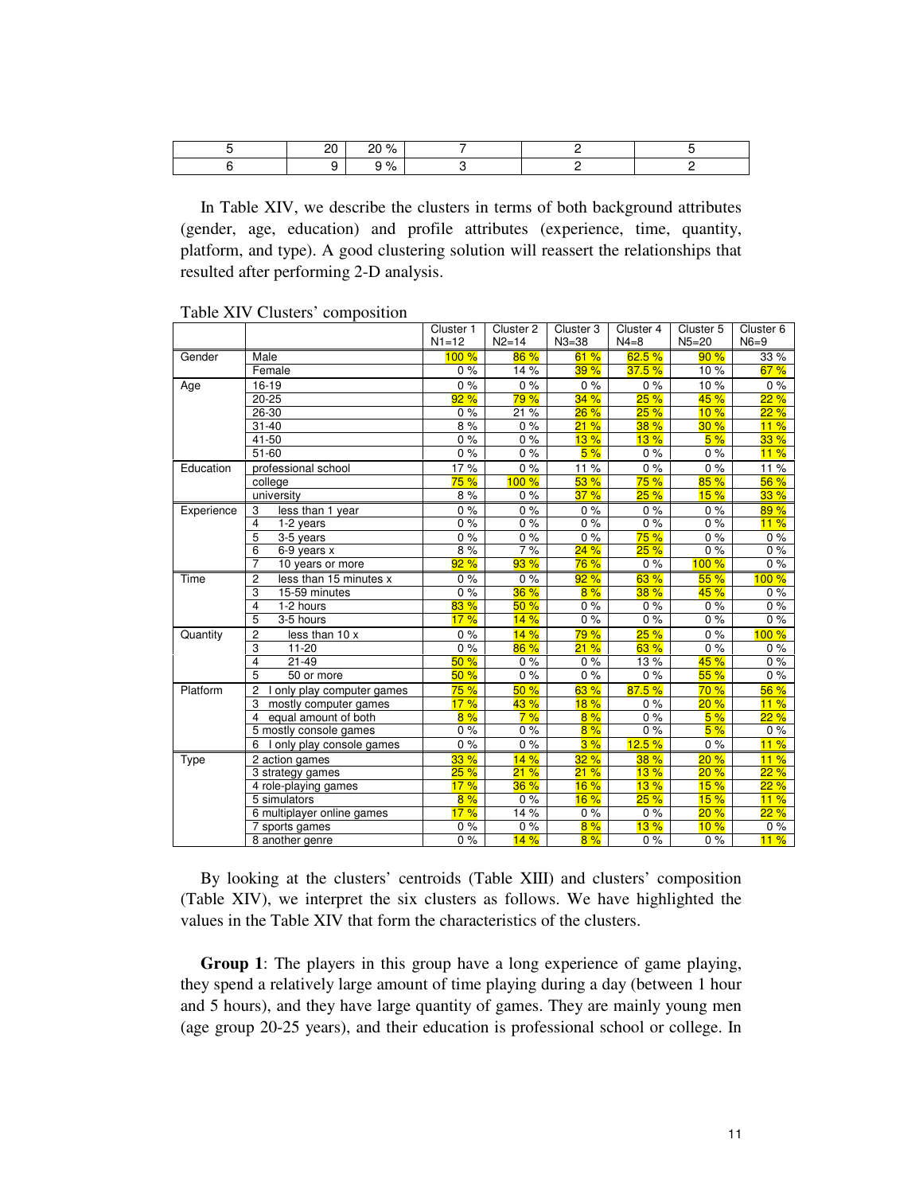| | | | | | |
|---|---|---|---|---|---|
| 5 | 20 | 20 % | 7 | 2 | 5 |
| 6 | 9 | 9 % | 3 | 2 | 2 |

In Table XIV, we describe the clusters in terms of both background attributes (gender, age, education) and profile attributes (experience, time, quantity, platform, and type). A good clustering solution will reassert the relationships that resulted after performing 2-D analysis.

Table XIV Clusters' composition

| | | Cluster 1 N1=12 | Cluster 2 N2=14 | Cluster 3 N3=38 | Cluster 4 N4=8 | Cluster 5 N5=20 | Cluster 6 N6=9 |
|---|---|---|---|---|---|---|---|
| Gender | Male | 100 % | 86 % | 61 % | 62.5 % | 90 % | 33 % |
| | Female | 0 % | 14 % | 39 % | 37.5 % | 10 % | 67 % |
| Age | 16-19 | 0 % | 0 % | 0 % | 0 % | 10 % | 0 % |
| | 20-25 | 92 % | 79 % | 34 % | 25 % | 45 % | 22 % |
| | 26-30 | 0 % | 21 % | 26 % | 25 % | 10 % | 22 % |
| | 31-40 | 8 % | 0 % | 21 % | 38 % | 30 % | 11 % |
| | 41-50 | 0 % | 0 % | 13 % | 13 % | 5 % | 33 % |
| | 51-60 | 0 % | 0 % | 5 % | 0 % | 0 % | 11 % |
| Education | professional school | 17 % | 0 % | 11 % | 0 % | 0 % | 11 % |
| | college | 75 % | 100 % | 53 % | 75 % | 85 % | 56 % |
| | university | 8 % | 0 % | 37 % | 25 % | 15 % | 33 % |
| Experience | 3 less than 1 year | 0 % | 0 % | 0 % | 0 % | 0 % | 89 % |
| | 4 1-2 years | 0 % | 0 % | 0 % | 0 % | 0 % | 11 % |
| | 5 3-5 years | 0 % | 0 % | 0 % | 75 % | 0 % | 0 % |
| | 6 6-9 years x | 8 % | 7 % | 24 % | 25 % | 0 % | 0 % |
| | 7 10 years or more | 92 % | 93 % | 76 % | 0 % | 100 % | 0 % |
| Time | 2 less than 15 minutes x | 0 % | 0 % | 92 % | 63 % | 55 % | 100 % |
| | 3 15-59 minutes | 0 % | 36 % | 8 % | 38 % | 45 % | 0 % |
| | 4 1-2 hours | 83 % | 50 % | 0 % | 0 % | 0 % | 0 % |
| | 5 3-5 hours | 17 % | 14 % | 0 % | 0 % | 0 % | 0 % |
| Quantity | 2 less than 10 x | 0 % | 14 % | 79 % | 25 % | 0 % | 100 % |
| | 3 11-20 | 0 % | 86 % | 21 % | 63 % | 0 % | 0 % |
| | 4 21-49 | 50 % | 0 % | 0 % | 13 % | 45 % | 0 % |
| | 5 50 or more | 50 % | 0 % | 0 % | 0 % | 55 % | 0 % |
| Platform | 2 I only play computer games | 75 % | 50 % | 63 % | 87.5 % | 70 % | 56 % |
| | 3 mostly computer games | 17 % | 43 % | 18 % | 0 % | 20 % | 11 % |
| | 4 equal amount of both | 8 % | 7 % | 8 % | 0 % | 5 % | 22 % |
| | 5 mostly console games | 0 % | 0 % | 8 % | 0 % | 5 % | 0 % |
| | 6 I only play console games | 0 % | 0 % | 3 % | 12.5 % | 0 % | 11 % |
| Type | 2 action games | 33 % | 14 % | 32 % | 38 % | 20 % | 11 % |
| | 3 strategy games | 25 % | 21 % | 21 % | 13 % | 20 % | 22 % |
| | 4 role-playing games | 17 % | 36 % | 16 % | 13 % | 15 % | 22 % |
| | 5 simulators | 8 % | 0 % | 16 % | 25 % | 15 % | 11 % |
| | 6 multiplayer online games | 17 % | 14 % | 0 % | 0 % | 20 % | 22 % |
| | 7 sports games | 0 % | 0 % | 8 % | 13 % | 10 % | 0 % |
| | 8 another genre | 0 % | 14 % | 8 % | 0 % | 0 % | 11 % |

By looking at the clusters' centroids (Table XIII) and clusters' composition (Table XIV), we interpret the six clusters as follows. We have highlighted the values in the Table XIV that form the characteristics of the clusters.

**Group 1**: The players in this group have a long experience of game playing, they spend a relatively large amount of time playing during a day (between 1 hour and 5 hours), and they have large quantity of games. They are mainly young men (age group 20-25 years), and their education is professional school or college. In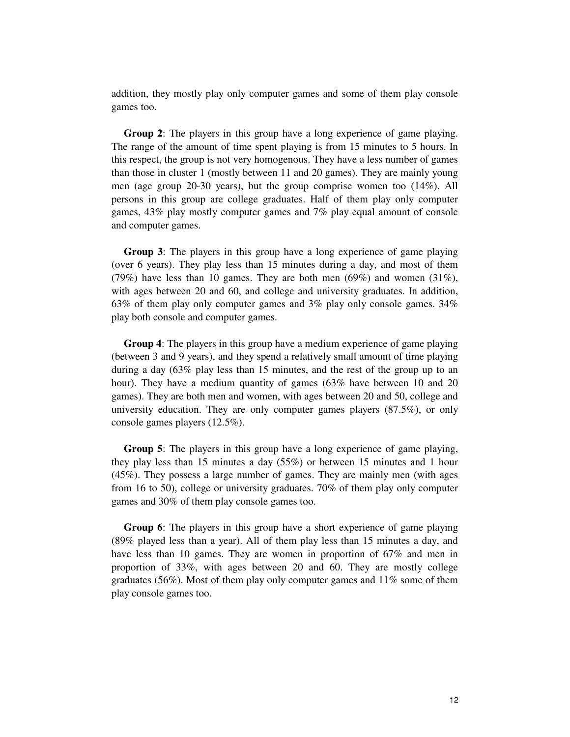addition, they mostly play only computer games and some of them play console games too.

**Group 2**: The players in this group have a long experience of game playing. The range of the amount of time spent playing is from 15 minutes to 5 hours. In this respect, the group is not very homogenous. They have a less number of games than those in cluster 1 (mostly between 11 and 20 games). They are mainly young men (age group 20-30 years), but the group comprise women too (14%). All persons in this group are college graduates. Half of them play only computer games, 43% play mostly computer games and 7% play equal amount of console and computer games.

**Group 3**: The players in this group have a long experience of game playing (over 6 years). They play less than 15 minutes during a day, and most of them (79%) have less than 10 games. They are both men (69%) and women (31%), with ages between 20 and 60, and college and university graduates. In addition, 63% of them play only computer games and 3% play only console games. 34% play both console and computer games.

**Group 4**: The players in this group have a medium experience of game playing (between 3 and 9 years), and they spend a relatively small amount of time playing during a day (63% play less than 15 minutes, and the rest of the group up to an hour). They have a medium quantity of games (63% have between 10 and 20 games). They are both men and women, with ages between 20 and 50, college and university education. They are only computer games players (87.5%), or only console games players (12.5%).

**Group 5**: The players in this group have a long experience of game playing, they play less than 15 minutes a day (55%) or between 15 minutes and 1 hour (45%). They possess a large number of games. They are mainly men (with ages from 16 to 50), college or university graduates. 70% of them play only computer games and 30% of them play console games too.

**Group 6**: The players in this group have a short experience of game playing (89% played less than a year). All of them play less than 15 minutes a day, and have less than 10 games. They are women in proportion of 67% and men in proportion of 33%, with ages between 20 and 60. They are mostly college graduates (56%). Most of them play only computer games and 11% some of them play console games too.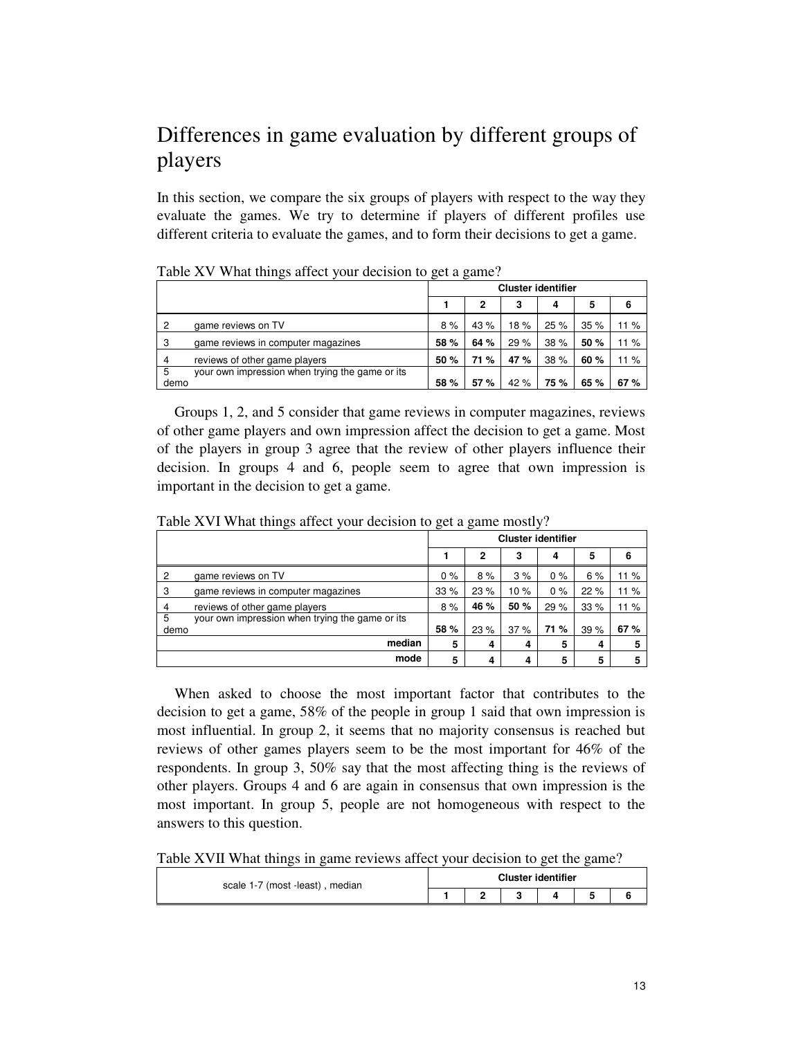# Differences in game evaluation by different groups of players

In this section, we compare the six groups of players with respect to the way they evaluate the games. We try to determine if players of different profiles use different criteria to evaluate the games, and to form their decisions to get a game.

Table XV What things affect your decision to get a game?

| | Cluster identifier | | | | | |
|---|---|---|---|---|---|---|
| | 1 | 2 | 3 | 4 | 5 | 6 |
| 2 game reviews on TV | 8 % | 43 % | 18 % | 25 % | 35 % | 11 % |
| 3 game reviews in computer magazines | **58 %** | **64 %** | 29 % | 38 % | **50 %** | 11 % |
| 4 reviews of other game players | **50 %** | **71 %** | **47 %** | 38 % | **60 %** | 11 % |
| 5 your own impression when trying the game or its demo | **58 %** | **57 %** | 42 % | **75 %** | **65 %** | **67 %** |

Groups 1, 2, and 5 consider that game reviews in computer magazines, reviews of other game players and own impression affect the decision to get a game. Most of the players in group 3 agree that the review of other players influence their decision. In groups 4 and 6, people seem to agree that own impression is important in the decision to get a game.

Table XVI What things affect your decision to get a game mostly?

| | Cluster identifier | | | | | |
|---|---|---|---|---|---|---|
| | 1 | 2 | 3 | 4 | 5 | 6 |
| 2 game reviews on TV | 0 % | 8 % | 3 % | 0 % | 6 % | 11 % |
| 3 game reviews in computer magazines | 33 % | 23 % | 10 % | 0 % | 22 % | 11 % |
| 4 reviews of other game players | 8 % | **46 %** | **50 %** | 29 % | 33 % | 11 % |
| 5 your own impression when trying the game or its demo | **58 %** | 23 % | 37 % | **71 %** | 39 % | **67 %** |
| median | 5 | 4 | 4 | 5 | 4 | 5 |
| mode | 5 | 4 | 4 | 5 | 5 | 5 |

When asked to choose the most important factor that contributes to the decision to get a game, 58% of the people in group 1 said that own impression is most influential. In group 2, it seems that no majority consensus is reached but reviews of other games players seem to be the most important for 46% of the respondents. In group 3, 50% say that the most affecting thing is the reviews of other players. Groups 4 and 6 are again in consensus that own impression is the most important. In group 5, people are not homogeneous with respect to the answers to this question.

Table XVII What things in game reviews affect your decision to get the game?

| scale 1-7 (most -least) , median | Cluster identifier | | | | | |
|---|---|---|---|---|---|---|
| | 1 | 2 | 3 | 4 | 5 | 6 |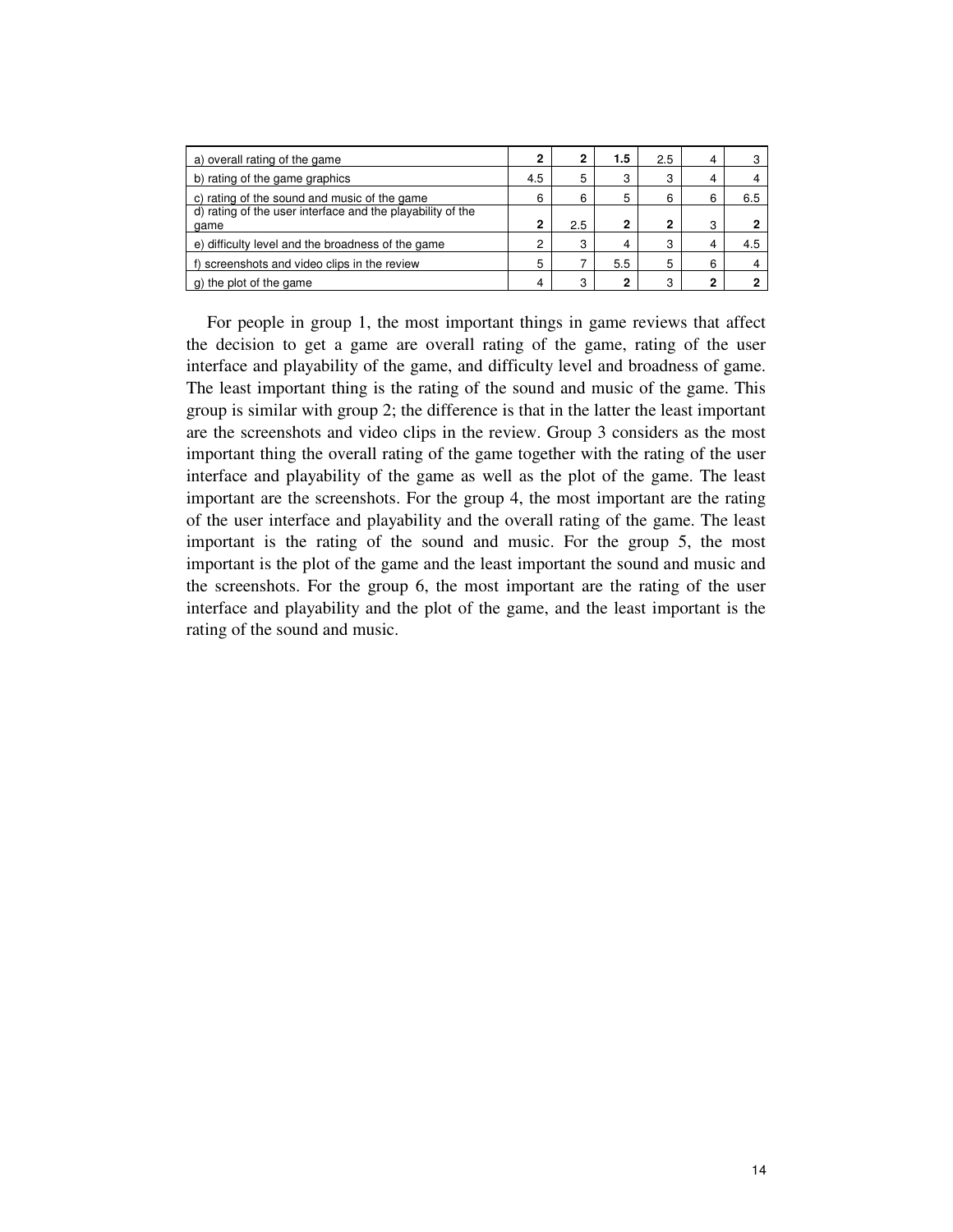| | | | | | | |
|---|---|---|---|---|---|---|
| a) overall rating of the game | **2** | **2** | **1.5** | 2.5 | 4 | 3 |
| b) rating of the game graphics | 4.5 | 5 | 3 | 3 | 4 | 4 |
| c) rating of the sound and music of the game | 6 | 6 | 5 | 6 | 6 | 6.5 |
| d) rating of the user interface and the playability of the game | **2** | 2.5 | **2** | **2** | 3 | **2** |
| e) difficulty level and the broadness of the game | 2 | 3 | 4 | 3 | 4 | 4.5 |
| f) screenshots and video clips in the review | 5 | 7 | 5.5 | 5 | 6 | 4 |
| g) the plot of the game | 4 | 3 | **2** | 3 | **2** | **2** |

For people in group 1, the most important things in game reviews that affect the decision to get a game are overall rating of the game, rating of the user interface and playability of the game, and difficulty level and broadness of game. The least important thing is the rating of the sound and music of the game. This group is similar with group 2; the difference is that in the latter the least important are the screenshots and video clips in the review. Group 3 considers as the most important thing the overall rating of the game together with the rating of the user interface and playability of the game as well as the plot of the game. The least important are the screenshots. For the group 4, the most important are the rating of the user interface and playability and the overall rating of the game. The least important is the rating of the sound and music. For the group 5, the most important is the plot of the game and the least important the sound and music and the screenshots. For the group 6, the most important are the rating of the user interface and playability and the plot of the game, and the least important is the rating of the sound and music.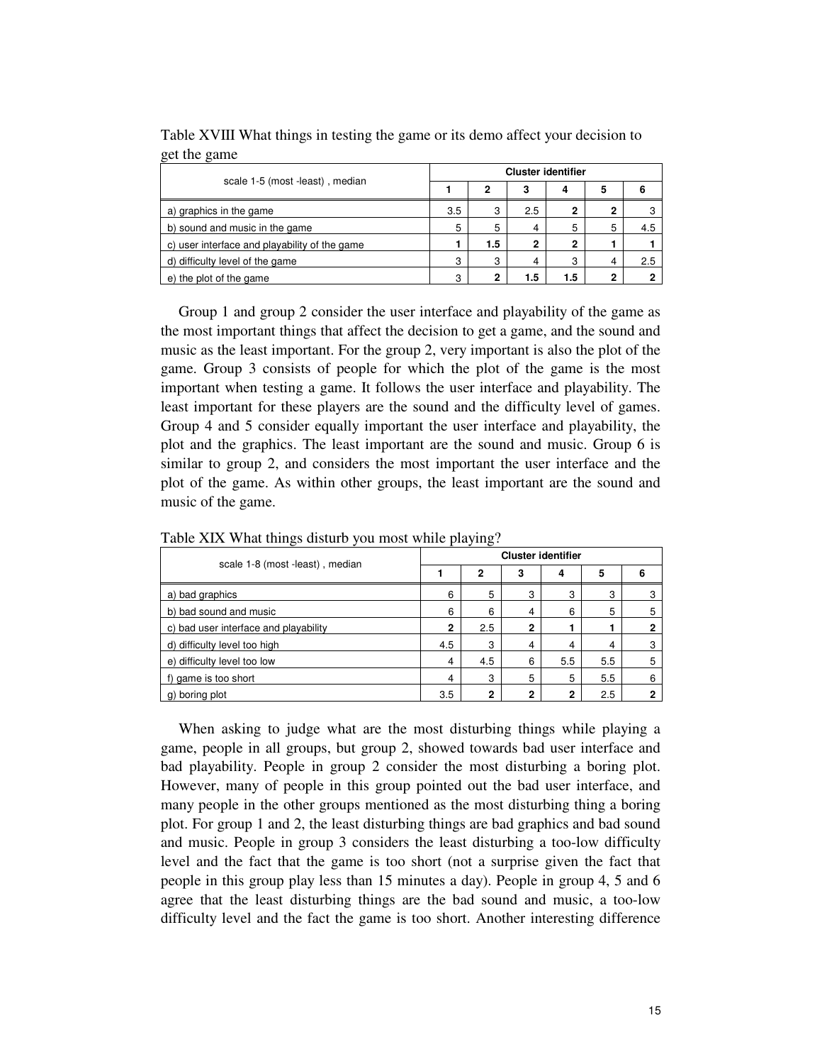Table XVIII What things in testing the game or its demo affect your decision to get the game

| scale 1-5 (most -least) , median | Cluster identifier | | | | | |
|---|---|---|---|---|---|---|
| | 1 | 2 | 3 | 4 | 5 | 6 |
| a) graphics in the game | 3.5 | 3 | 2.5 | **2** | **2** | 3 |
| b) sound and music in the game | 5 | 5 | 4 | 5 | 5 | 4.5 |
| c) user interface and playability of the game | **1** | **1.5** | **2** | **2** | **1** | **1** |
| d) difficulty level of the game | 3 | 3 | 4 | 3 | 4 | 2.5 |
| e) the plot of the game | 3 | **2** | **1.5** | **1.5** | **2** | **2** |

Group 1 and group 2 consider the user interface and playability of the game as the most important things that affect the decision to get a game, and the sound and music as the least important. For the group 2, very important is also the plot of the game. Group 3 consists of people for which the plot of the game is the most important when testing a game. It follows the user interface and playability. The least important for these players are the sound and the difficulty level of games. Group 4 and 5 consider equally important the user interface and playability, the plot and the graphics. The least important are the sound and music. Group 6 is similar to group 2, and considers the most important the user interface and the plot of the game. As within other groups, the least important are the sound and music of the game.

Table XIX What things disturb you most while playing?

| scale 1-8 (most -least) , median | Cluster identifier | | | | | |
|---|---|---|---|---|---|---|
| | 1 | 2 | 3 | 4 | 5 | 6 |
| a) bad graphics | 6 | 5 | 3 | 3 | 3 | 3 |
| b) bad sound and music | 6 | 6 | 4 | 6 | 5 | 5 |
| c) bad user interface and playability | **2** | 2.5 | **2** | **1** | **1** | **2** |
| d) difficulty level too high | 4.5 | 3 | 4 | 4 | 4 | 3 |
| e) difficulty level too low | 4 | 4.5 | 6 | 5.5 | 5.5 | 5 |
| f) game is too short | 4 | 3 | 5 | 5 | 5.5 | 6 |
| g) boring plot | 3.5 | **2** | **2** | **2** | 2.5 | **2** |

When asking to judge what are the most disturbing things while playing a game, people in all groups, but group 2, showed towards bad user interface and bad playability. People in group 2 consider the most disturbing a boring plot. However, many of people in this group pointed out the bad user interface, and many people in the other groups mentioned as the most disturbing thing a boring plot. For group 1 and 2, the least disturbing things are bad graphics and bad sound and music. People in group 3 considers the least disturbing a too-low difficulty level and the fact that the game is too short (not a surprise given the fact that people in this group play less than 15 minutes a day). People in group 4, 5 and 6 agree that the least disturbing things are the bad sound and music, a too-low difficulty level and the fact the game is too short. Another interesting difference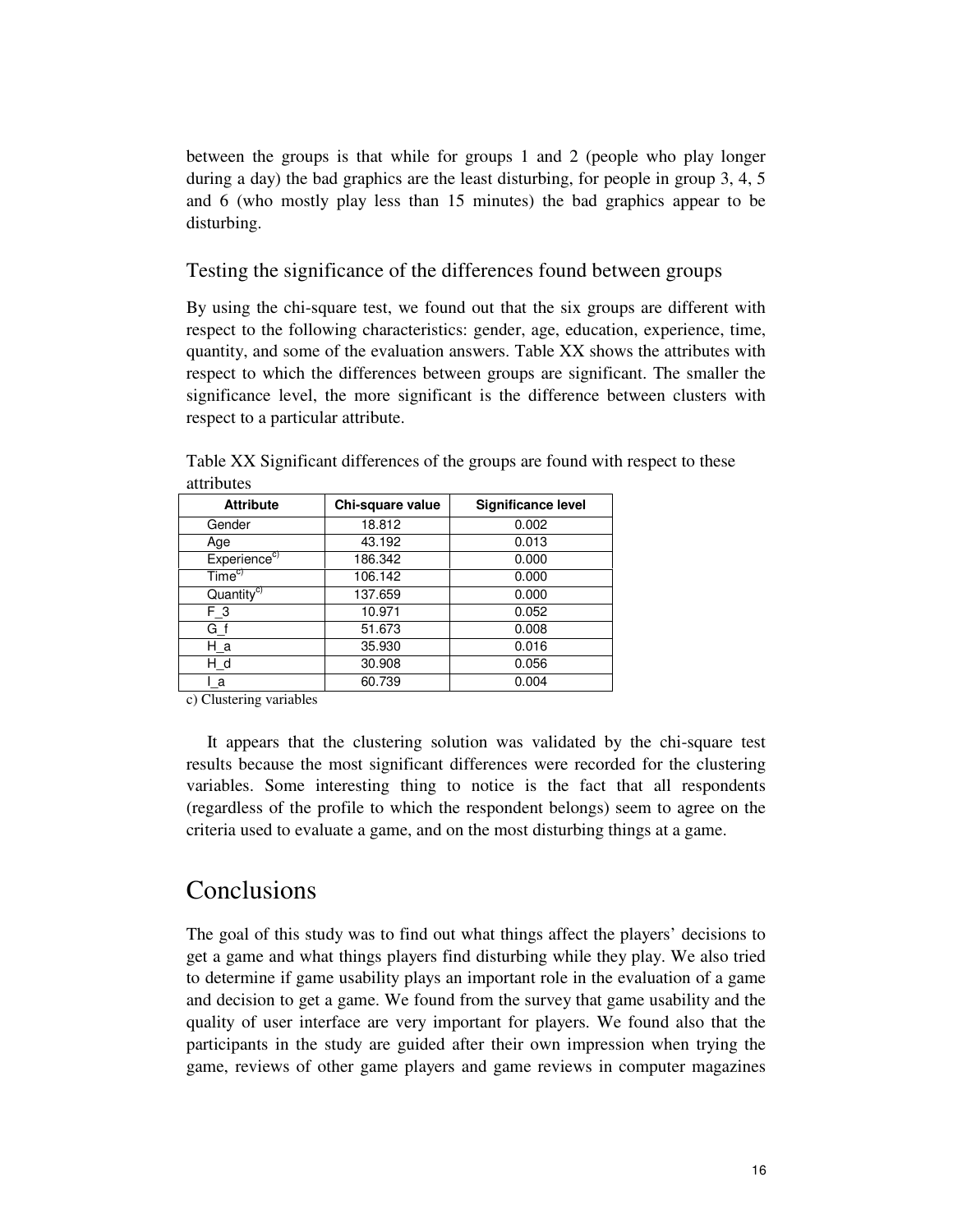between the groups is that while for groups 1 and 2 (people who play longer during a day) the bad graphics are the least disturbing, for people in group 3, 4, 5 and 6 (who mostly play less than 15 minutes) the bad graphics appear to be disturbing.

## Testing the significance of the differences found between groups

By using the chi-square test, we found out that the six groups are different with respect to the following characteristics: gender, age, education, experience, time, quantity, and some of the evaluation answers. Table XX shows the attributes with respect to which the differences between groups are significant. The smaller the significance level, the more significant is the difference between clusters with respect to a particular attribute.

Table XX Significant differences of the groups are found with respect to these attributes

| Attribute | Chi-square value | Significance level |
|---|---|---|
| Gender | 18.812 | 0.002 |
| Age | 43.192 | 0.013 |
| Experience[c)] | 186.342 | 0.000 |
| Time[c)] | 106.142 | 0.000 |
| Quantity[c)] | 137.659 | 0.000 |
| F_3 | 10.971 | 0.052 |
| G_f | 51.673 | 0.008 |
| H_a | 35.930 | 0.016 |
| H_d | 30.908 | 0.056 |
| I_a | 60.739 | 0.004 |

c) Clustering variables

It appears that the clustering solution was validated by the chi-square test results because the most significant differences were recorded for the clustering variables. Some interesting thing to notice is the fact that all respondents (regardless of the profile to which the respondent belongs) seem to agree on the criteria used to evaluate a game, and on the most disturbing things at a game.

# Conclusions

The goal of this study was to find out what things affect the players' decisions to get a game and what things players find disturbing while they play. We also tried to determine if game usability plays an important role in the evaluation of a game and decision to get a game. We found from the survey that game usability and the quality of user interface are very important for players. We found also that the participants in the study are guided after their own impression when trying the game, reviews of other game players and game reviews in computer magazines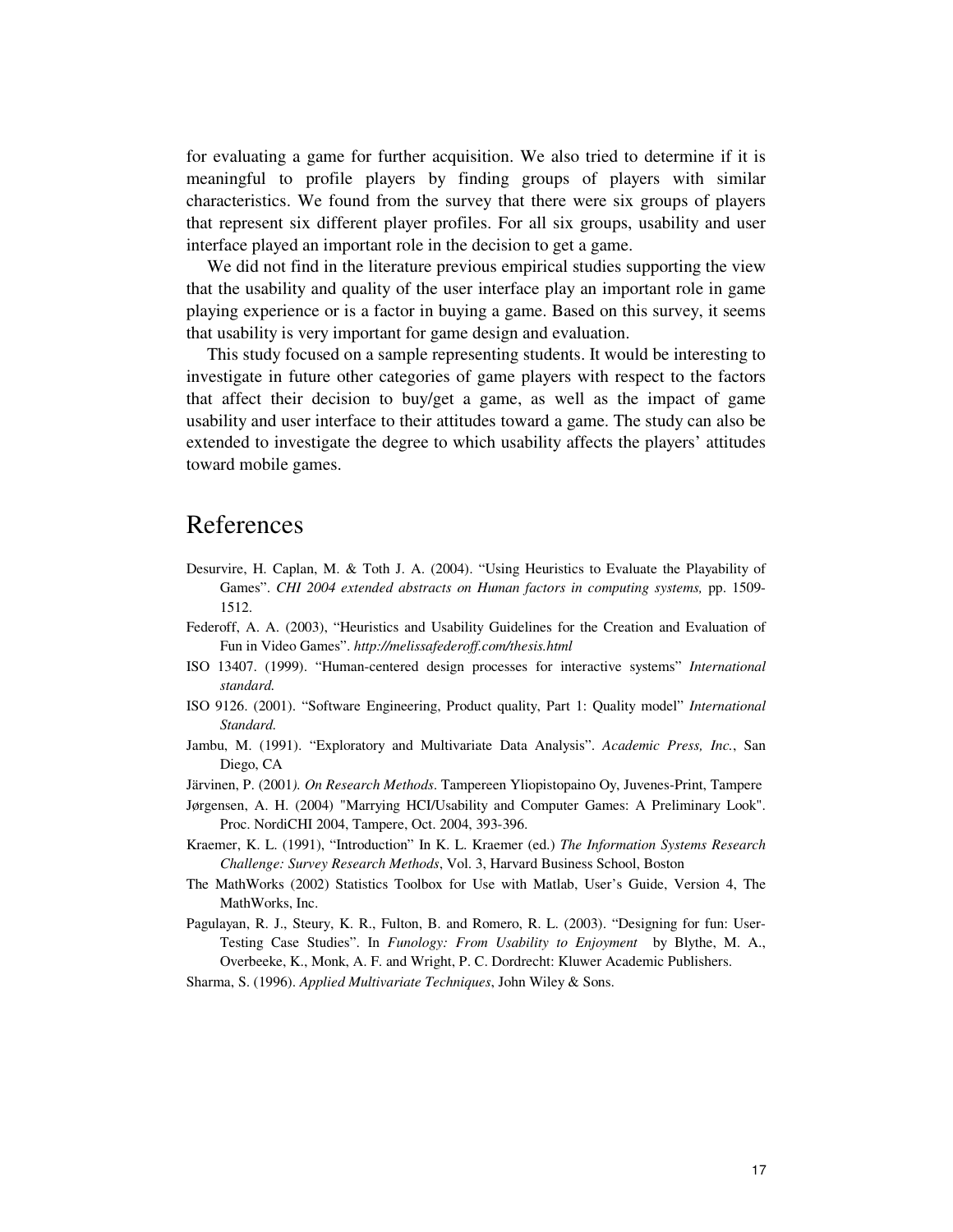for evaluating a game for further acquisition. We also tried to determine if it is meaningful to profile players by finding groups of players with similar characteristics. We found from the survey that there were six groups of players that represent six different player profiles. For all six groups, usability and user interface played an important role in the decision to get a game.

We did not find in the literature previous empirical studies supporting the view that the usability and quality of the user interface play an important role in game playing experience or is a factor in buying a game. Based on this survey, it seems that usability is very important for game design and evaluation.

This study focused on a sample representing students. It would be interesting to investigate in future other categories of game players with respect to the factors that affect their decision to buy/get a game, as well as the impact of game usability and user interface to their attitudes toward a game. The study can also be extended to investigate the degree to which usability affects the players' attitudes toward mobile games.

# References

Desurvire, H. Caplan, M. & Toth J. A. (2004). "Using Heuristics to Evaluate the Playability of Games". *CHI 2004 extended abstracts on Human factors in computing systems,* pp. 1509-1512.

Federoff, A. A. (2003), "Heuristics and Usability Guidelines for the Creation and Evaluation of Fun in Video Games". *http://melissafederoff.com/thesis.html*

ISO 13407. (1999). "Human-centered design processes for interactive systems" *International standard.*

ISO 9126. (2001). "Software Engineering, Product quality, Part 1: Quality model" *International Standard.*

Jambu, M. (1991). "Exploratory and Multivariate Data Analysis". *Academic Press, Inc.*, San Diego, CA

Järvinen, P. (2001*). On Research Methods*. Tampereen Yliopistopaino Oy, Juvenes-Print, Tampere

Jørgensen, A. H. (2004) "Marrying HCI/Usability and Computer Games: A Preliminary Look". Proc. NordiCHI 2004, Tampere, Oct. 2004, 393-396.

Kraemer, K. L. (1991), "Introduction" In K. L. Kraemer (ed.) *The Information Systems Research Challenge: Survey Research Methods*, Vol. 3, Harvard Business School, Boston

The MathWorks (2002) Statistics Toolbox for Use with Matlab, User's Guide, Version 4, The MathWorks, Inc.

Pagulayan, R. J., Steury, K. R., Fulton, B. and Romero, R. L. (2003). "Designing for fun: User-Testing Case Studies". In *Funology: From Usability to Enjoyment* by Blythe, M. A., Overbeeke, K., Monk, A. F. and Wright, P. C. Dordrecht: Kluwer Academic Publishers.

Sharma, S. (1996). *Applied Multivariate Techniques*, John Wiley & Sons.